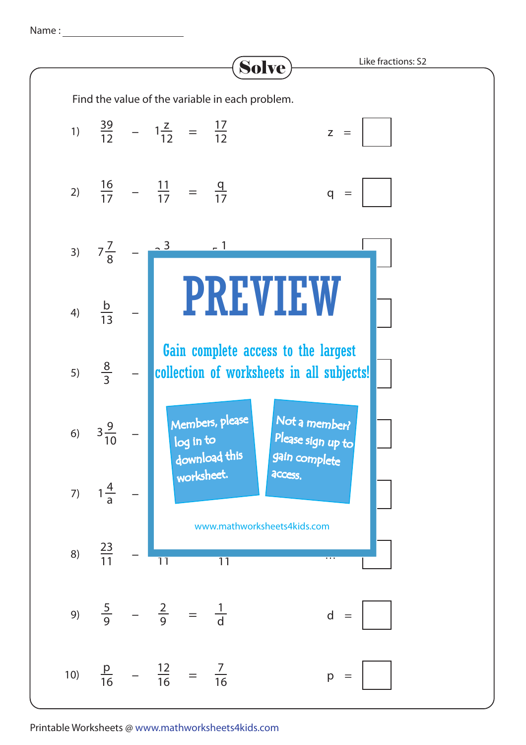Name : ____________________

# Solve

Like fractions: S2

Find the value of the variable in each problem.

1) $\frac{39}{12} - 1\frac{z}{12} = \frac{17}{12}$   z = ☐

2) $\frac{16}{17} - \frac{11}{17} = \frac{q}{17}$   q = ☐

3) $7\frac{7}{8}$ – ...3 ...1   ☐

4) $\frac{b}{13}$ –   ☐

5) $\frac{8}{3}$ –   ☐

6) $3\frac{9}{10}$ –   ☐

7) $1\frac{4}{a}$ –   ☐

8) $\frac{23}{11}$ – ...11 ...11   ☐

9) $\frac{5}{9} - \frac{2}{9} = \frac{1}{d}$   d = ☐

10) $\frac{p}{16} - \frac{12}{16} = \frac{7}{16}$   p = ☐

**PREVIEW**

Gain complete access to the largest collection of worksheets in all subjects!

Members, please log in to download this worksheet.

Not a member? Please sign up to gain complete access.

www.mathworksheets4kids.com

Printable Worksheets @ www.mathworksheets4kids.com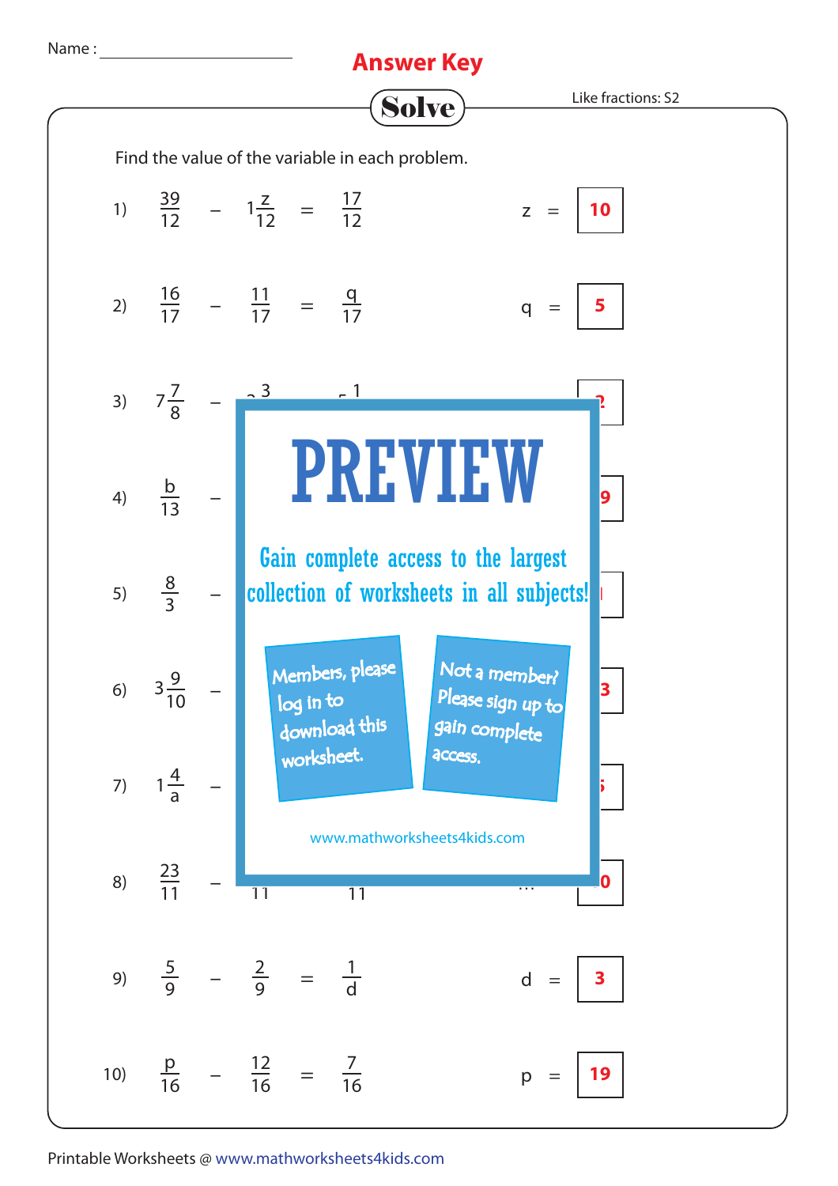Name : ____________________

# Answer Key

## Solve

Like fractions: S2

Find the value of the variable in each problem.

1) $\frac{39}{12} - 1\frac{z}{12} = \frac{17}{12}$ z = **10**

2) $\frac{16}{17} - \frac{11}{17} = \frac{q}{17}$ q = **5**

3) $7\frac{7}{8} -$ ... $3$ ... $1$ ... **2**

4) $\frac{b}{13} -$ ... **9**

5) $\frac{8}{3} -$ ...

6) $3\frac{9}{10} -$ ... **3**

7) $1\frac{4}{a} -$ ...

8) $\frac{23}{11} -$ ... $11$ ... $11$ ... **0**

PREVIEW

Gain complete access to the largest collection of worksheets in all subjects!

Members, please log in to download this worksheet.

Not a member? Please sign up to gain complete access.

www.mathworksheets4kids.com

9) $\frac{5}{9} - \frac{2}{9} = \frac{1}{d}$ d = **3**

10) $\frac{p}{16} - \frac{12}{16} = \frac{7}{16}$ p = **19**

Printable Worksheets @ www.mathworksheets4kids.com